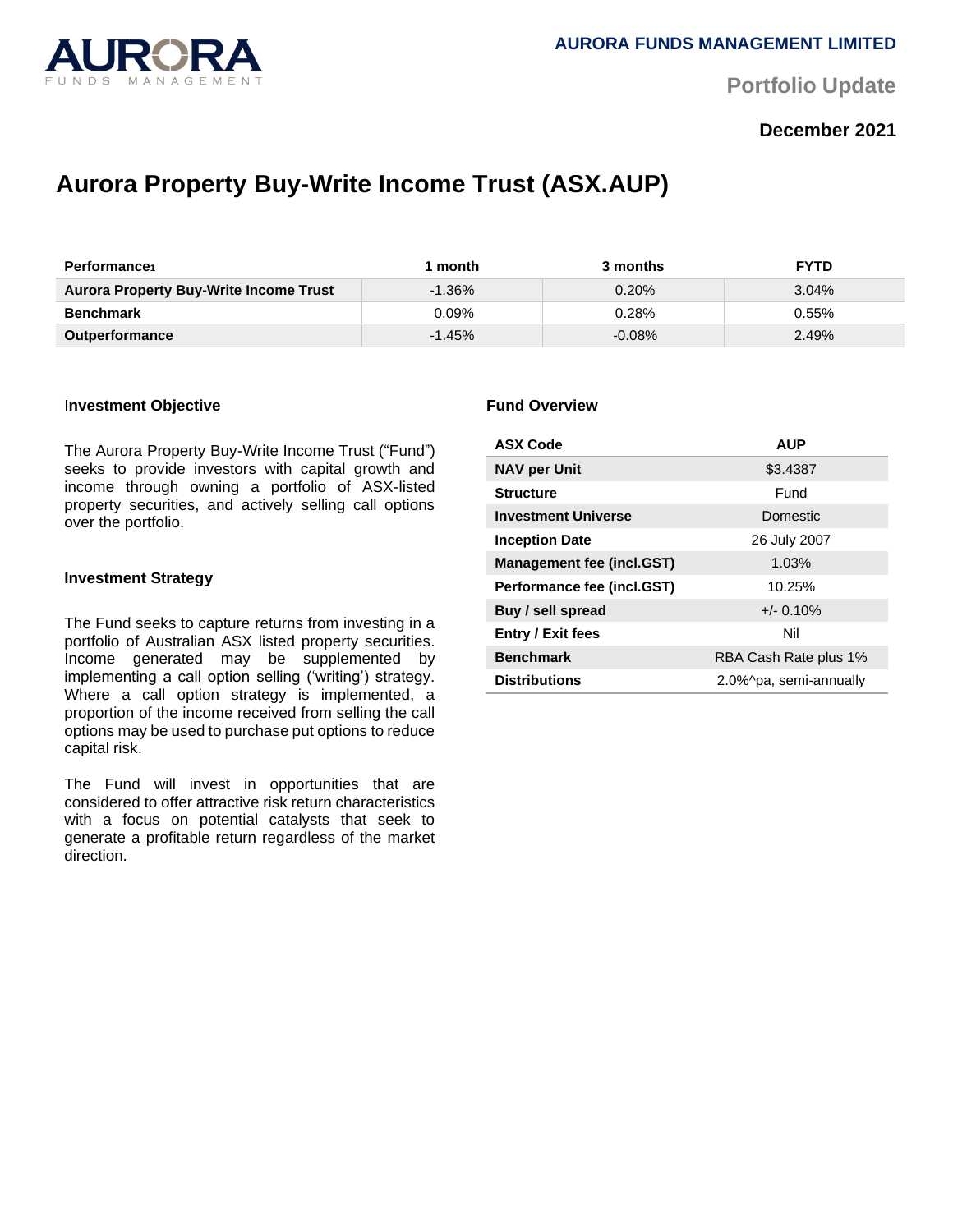AURORA FUNDS MANAGEMENT LIMITED

Portfolio Update

**December 2021**

# Aurora Property Buy-Write Income Trust (ASX.AUP)

| Performance[1] | 1 month | 3 months | FYTD |
|---|---|---|---|
| **Aurora Property Buy-Write Income Trust** | -1.36% | 0.20% | 3.04% |
| **Benchmark** | 0.09% | 0.28% | 0.55% |
| **Outperformance** | -1.45% | -0.08% | 2.49% |

### Investment Objective

The Aurora Property Buy-Write Income Trust ("Fund") seeks to provide investors with capital growth and income through owning a portfolio of ASX-listed property securities, and actively selling call options over the portfolio.

### Investment Strategy

The Fund seeks to capture returns from investing in a portfolio of Australian ASX listed property securities. Income generated may be supplemented by implementing a call option selling ('writing') strategy. Where a call option strategy is implemented, a proportion of the income received from selling the call options may be used to purchase put options to reduce capital risk.

The Fund will invest in opportunities that are considered to offer attractive risk return characteristics with a focus on potential catalysts that seek to generate a profitable return regardless of the market direction.

### Fund Overview

| ASX Code | AUP |
|---|---|
| **NAV per Unit** | $3.4387 |
| **Structure** | Fund |
| **Investment Universe** | Domestic |
| **Inception Date** | 26 July 2007 |
| **Management fee (incl.GST)** | 1.03% |
| **Performance fee (incl.GST)** | 10.25% |
| **Buy / sell spread** | +/- 0.10% |
| **Entry / Exit fees** | Nil |
| **Benchmark** | RBA Cash Rate plus 1% |
| **Distributions** | 2.0%^pa, semi-annually |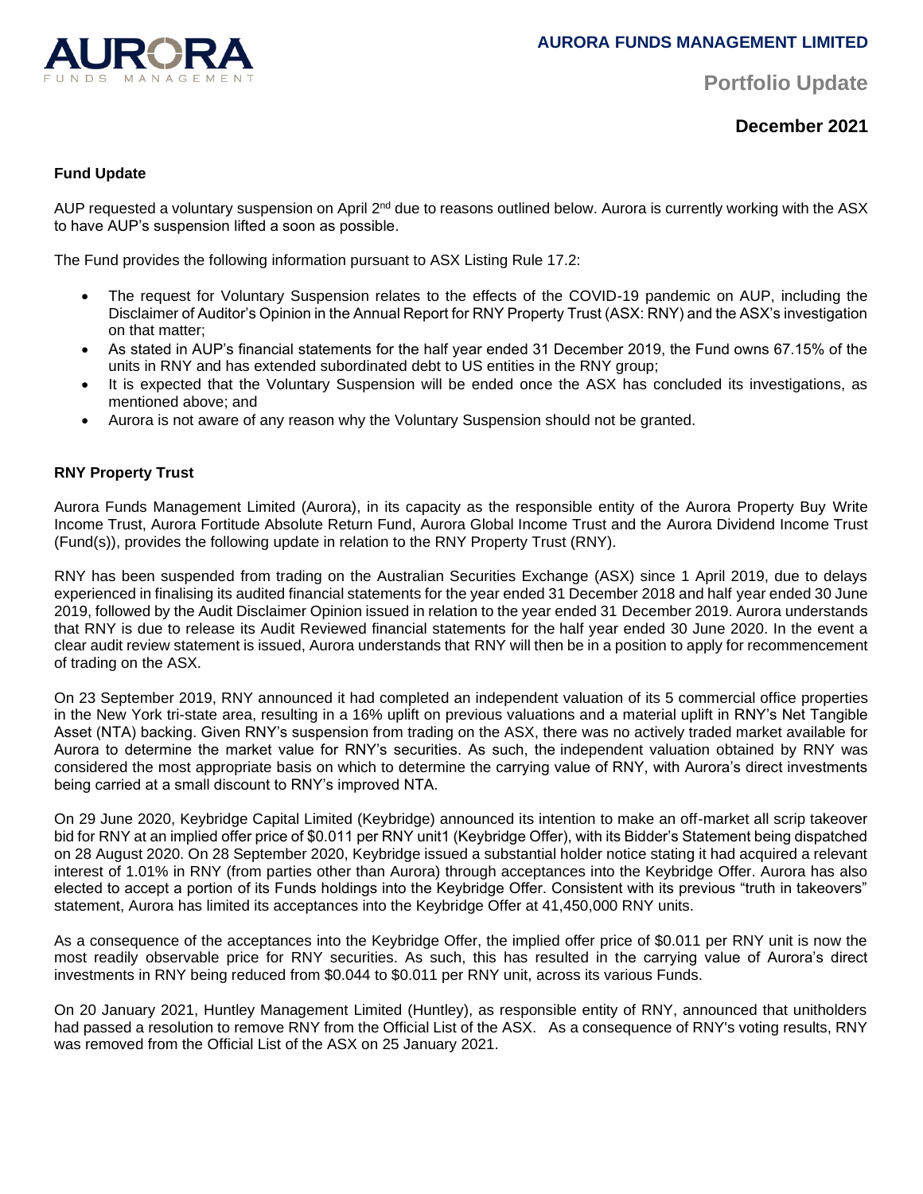# AURORA FUNDS MANAGEMENT LIMITED

## Portfolio Update

## December 2021

**Fund Update**

AUP requested a voluntary suspension on April 2nd due to reasons outlined below. Aurora is currently working with the ASX to have AUP's suspension lifted a soon as possible.

The Fund provides the following information pursuant to ASX Listing Rule 17.2:

- The request for Voluntary Suspension relates to the effects of the COVID-19 pandemic on AUP, including the Disclaimer of Auditor's Opinion in the Annual Report for RNY Property Trust (ASX: RNY) and the ASX's investigation on that matter;
- As stated in AUP's financial statements for the half year ended 31 December 2019, the Fund owns 67.15% of the units in RNY and has extended subordinated debt to US entities in the RNY group;
- It is expected that the Voluntary Suspension will be ended once the ASX has concluded its investigations, as mentioned above; and
- Aurora is not aware of any reason why the Voluntary Suspension should not be granted.

**RNY Property Trust**

Aurora Funds Management Limited (Aurora), in its capacity as the responsible entity of the Aurora Property Buy Write Income Trust, Aurora Fortitude Absolute Return Fund, Aurora Global Income Trust and the Aurora Dividend Income Trust (Fund(s)), provides the following update in relation to the RNY Property Trust (RNY).

RNY has been suspended from trading on the Australian Securities Exchange (ASX) since 1 April 2019, due to delays experienced in finalising its audited financial statements for the year ended 31 December 2018 and half year ended 30 June 2019, followed by the Audit Disclaimer Opinion issued in relation to the year ended 31 December 2019. Aurora understands that RNY is due to release its Audit Reviewed financial statements for the half year ended 30 June 2020. In the event a clear audit review statement is issued, Aurora understands that RNY will then be in a position to apply for recommencement of trading on the ASX.

On 23 September 2019, RNY announced it had completed an independent valuation of its 5 commercial office properties in the New York tri-state area, resulting in a 16% uplift on previous valuations and a material uplift in RNY's Net Tangible Asset (NTA) backing. Given RNY's suspension from trading on the ASX, there was no actively traded market available for Aurora to determine the market value for RNY's securities. As such, the independent valuation obtained by RNY was considered the most appropriate basis on which to determine the carrying value of RNY, with Aurora's direct investments being carried at a small discount to RNY's improved NTA.

On 29 June 2020, Keybridge Capital Limited (Keybridge) announced its intention to make an off-market all scrip takeover bid for RNY at an implied offer price of $0.011 per RNY unit1 (Keybridge Offer), with its Bidder's Statement being dispatched on 28 August 2020. On 28 September 2020, Keybridge issued a substantial holder notice stating it had acquired a relevant interest of 1.01% in RNY (from parties other than Aurora) through acceptances into the Keybridge Offer. Aurora has also elected to accept a portion of its Funds holdings into the Keybridge Offer. Consistent with its previous "truth in takeovers" statement, Aurora has limited its acceptances into the Keybridge Offer at 41,450,000 RNY units.

As a consequence of the acceptances into the Keybridge Offer, the implied offer price of $0.011 per RNY unit is now the most readily observable price for RNY securities. As such, this has resulted in the carrying value of Aurora's direct investments in RNY being reduced from $0.044 to $0.011 per RNY unit, across its various Funds.

On 20 January 2021, Huntley Management Limited (Huntley), as responsible entity of RNY, announced that unitholders had passed a resolution to remove RNY from the Official List of the ASX. As a consequence of RNY's voting results, RNY was removed from the Official List of the ASX on 25 January 2021.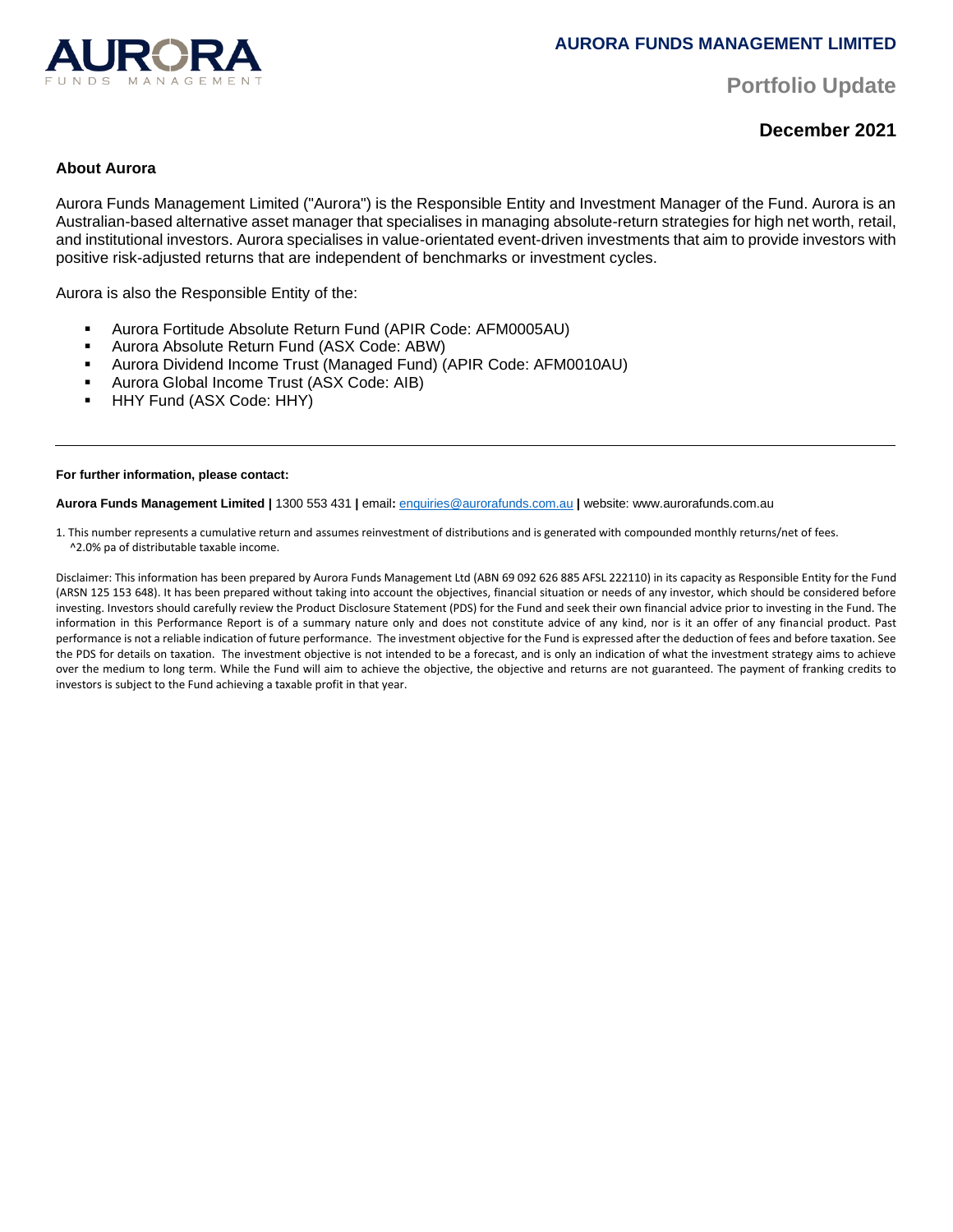AURORA FUNDS MANAGEMENT LIMITED

Portfolio Update

December 2021

### About Aurora

Aurora Funds Management Limited ("Aurora") is the Responsible Entity and Investment Manager of the Fund. Aurora is an Australian-based alternative asset manager that specialises in managing absolute-return strategies for high net worth, retail, and institutional investors. Aurora specialises in value-orientated event-driven investments that aim to provide investors with positive risk-adjusted returns that are independent of benchmarks or investment cycles.

Aurora is also the Responsible Entity of the:

- Aurora Fortitude Absolute Return Fund (APIR Code: AFM0005AU)
- Aurora Absolute Return Fund (ASX Code: ABW)
- Aurora Dividend Income Trust (Managed Fund) (APIR Code: AFM0010AU)
- Aurora Global Income Trust (ASX Code: AIB)
- HHY Fund (ASX Code: HHY)

---

**For further information, please contact:**

**Aurora Funds Management Limited |** 1300 553 431 **|** email**:** enquiries@aurorafunds.com.au **|** website: www.aurorafunds.com.au

1. This number represents a cumulative return and assumes reinvestment of distributions and is generated with compounded monthly returns/net of fees.
^2.0% pa of distributable taxable income.

Disclaimer: This information has been prepared by Aurora Funds Management Ltd (ABN 69 092 626 885 AFSL 222110) in its capacity as Responsible Entity for the Fund (ARSN 125 153 648). It has been prepared without taking into account the objectives, financial situation or needs of any investor, which should be considered before investing. Investors should carefully review the Product Disclosure Statement (PDS) for the Fund and seek their own financial advice prior to investing in the Fund. The information in this Performance Report is of a summary nature only and does not constitute advice of any kind, nor is it an offer of any financial product. Past performance is not a reliable indication of future performance. The investment objective for the Fund is expressed after the deduction of fees and before taxation. See the PDS for details on taxation. The investment objective is not intended to be a forecast, and is only an indication of what the investment strategy aims to achieve over the medium to long term. While the Fund will aim to achieve the objective, the objective and returns are not guaranteed. The payment of franking credits to investors is subject to the Fund achieving a taxable profit in that year.